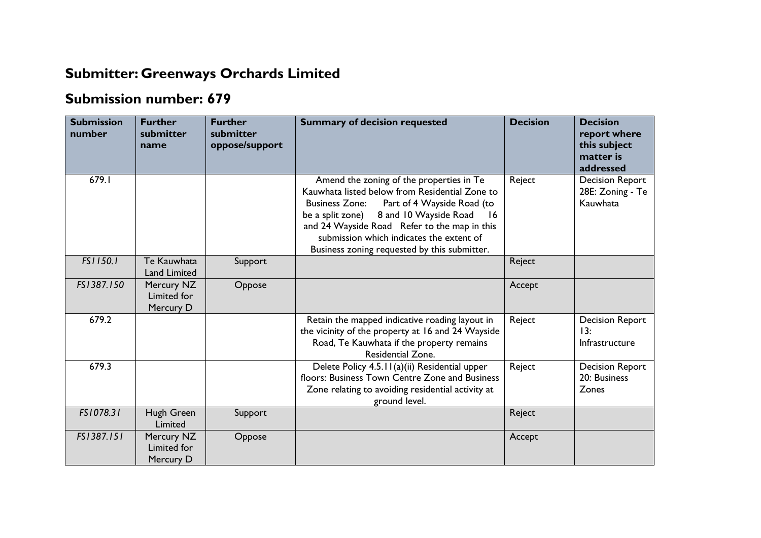## Submitter: Greenways Orchards Limited

## Submission number: 679

| Submission number | Further submitter name | Further submitter oppose/support | Summary of decision requested | Decision | Decision report where this subject matter is addressed |
|---|---|---|---|---|---|
| 679.1 | | | Amend the zoning of the properties in Te Kauwhata listed below from Residential Zone to Business Zone: Part of 4 Wayside Road (to be a split zone) 8 and 10 Wayside Road 16 and 24 Wayside Road Refer to the map in this submission which indicates the extent of Business zoning requested by this submitter. | Reject | Decision Report 28E: Zoning - Te Kauwhata |
| *FS1150.1* | Te Kauwhata Land Limited | Support | | Reject | |
| *FS1387.150* | Mercury NZ Limited for Mercury D | Oppose | | Accept | |
| 679.2 | | | Retain the mapped indicative roading layout in the vicinity of the property at 16 and 24 Wayside Road, Te Kauwhata if the property remains Residential Zone. | Reject | Decision Report 13: Infrastructure |
| 679.3 | | | Delete Policy 4.5.11(a)(ii) Residential upper floors: Business Town Centre Zone and Business Zone relating to avoiding residential activity at ground level. | Reject | Decision Report 20: Business Zones |
| *FS1078.31* | Hugh Green Limited | Support | | Reject | |
| *FS1387.151* | Mercury NZ Limited for Mercury D | Oppose | | Accept | |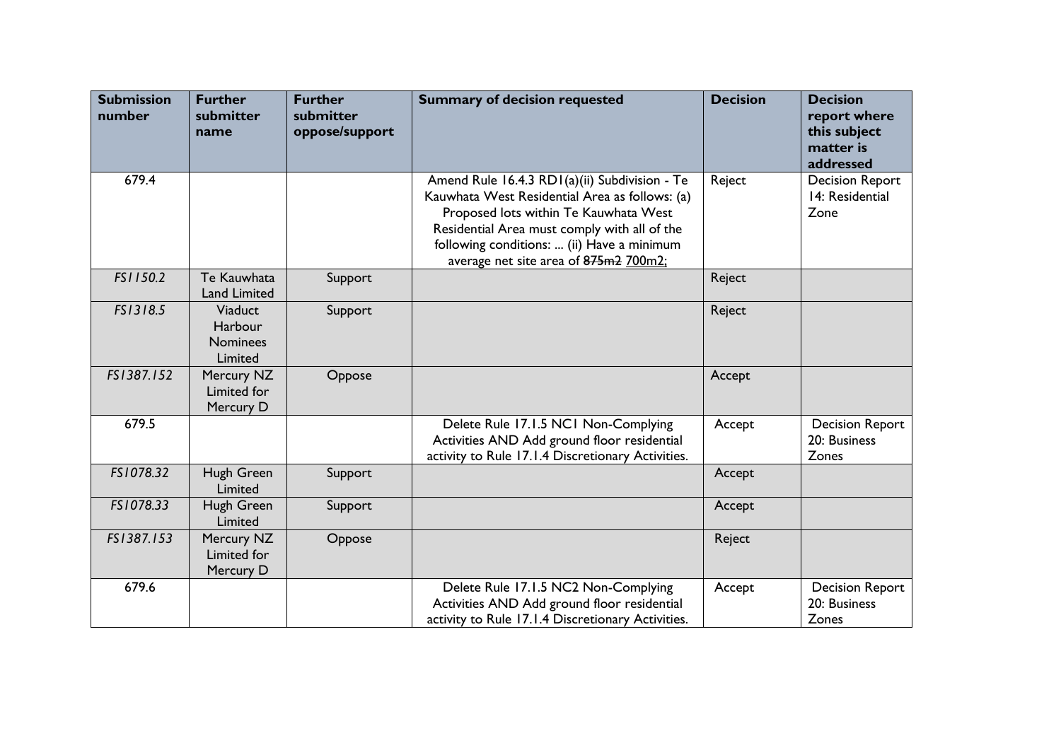| Submission number | Further submitter name | Further submitter oppose/support | Summary of decision requested | Decision | Decision report where this subject matter is addressed |
|---|---|---|---|---|---|
| 679.4 | | | Amend Rule 16.4.3 RD1(a)(ii) Subdivision - Te Kauwhata West Residential Area as follows: (a) Proposed lots within Te Kauwhata West Residential Area must comply with all of the following conditions: ... (ii) Have a minimum average net site area of ~~875m2~~ 700m2; | Reject | Decision Report 14: Residential Zone |
| *FS1150.2* | Te Kauwhata Land Limited | Support | | Reject | |
| *FS1318.5* | Viaduct Harbour Nominees Limited | Support | | Reject | |
| *FS1387.152* | Mercury NZ Limited for Mercury D | Oppose | | Accept | |
| 679.5 | | | Delete Rule 17.1.5 NC1 Non-Complying Activities AND Add ground floor residential activity to Rule 17.1.4 Discretionary Activities. | Accept | Decision Report 20: Business Zones |
| *FS1078.32* | Hugh Green Limited | Support | | Accept | |
| *FS1078.33* | Hugh Green Limited | Support | | Accept | |
| *FS1387.153* | Mercury NZ Limited for Mercury D | Oppose | | Reject | |
| 679.6 | | | Delete Rule 17.1.5 NC2 Non-Complying Activities AND Add ground floor residential activity to Rule 17.1.4 Discretionary Activities. | Accept | Decision Report 20: Business Zones |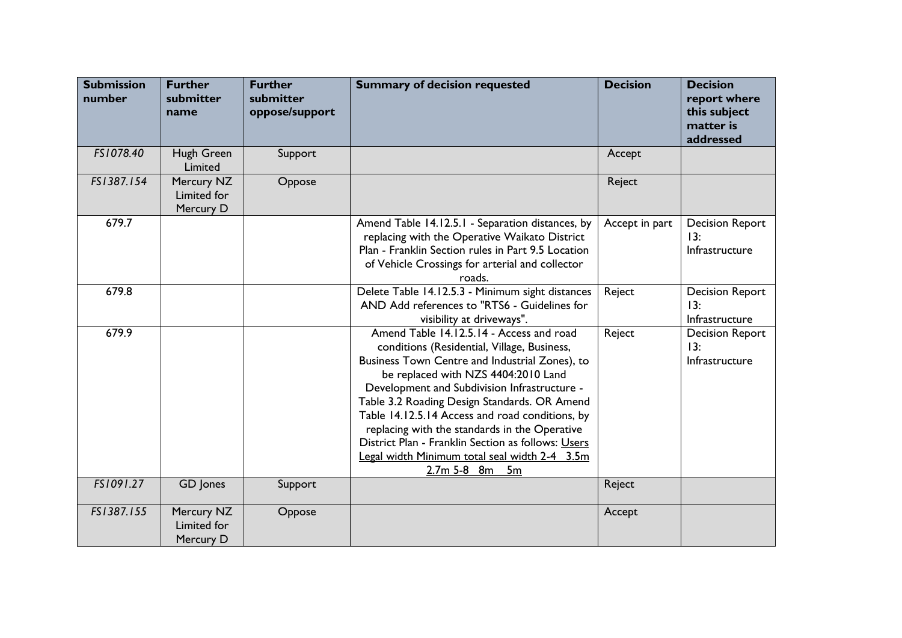| Submission number | Further submitter name | Further submitter oppose/support | Summary of decision requested | Decision | Decision report where this subject matter is addressed |
|---|---|---|---|---|---|
| *FS1078.40* | Hugh Green Limited | Support | | Accept | |
| *FS1387.154* | Mercury NZ Limited for Mercury D | Oppose | | Reject | |
| 679.7 | | | Amend Table 14.12.5.1 - Separation distances, by replacing with the Operative Waikato District Plan - Franklin Section rules in Part 9.5 Location of Vehicle Crossings for arterial and collector roads. | Accept in part | Decision Report 13: Infrastructure |
| 679.8 | | | Delete Table 14.12.5.3 - Minimum sight distances AND Add references to "RTS6 - Guidelines for visibility at driveways". | Reject | Decision Report 13: Infrastructure |
| 679.9 | | | Amend Table 14.12.5.14 - Access and road conditions (Residential, Village, Business, Business Town Centre and Industrial Zones), to be replaced with NZS 4404:2010 Land Development and Subdivision Infrastructure - Table 3.2 Roading Design Standards. OR Amend Table 14.12.5.14 Access and road conditions, by replacing with the standards in the Operative District Plan - Franklin Section as follows: Users Legal width Minimum total seal width 2-4 3.5m 2.7m 5-8 8m 5m | Reject | Decision Report 13: Infrastructure |
| *FS1091.27* | GD Jones | Support | | Reject | |
| *FS1387.155* | Mercury NZ Limited for Mercury D | Oppose | | Accept | |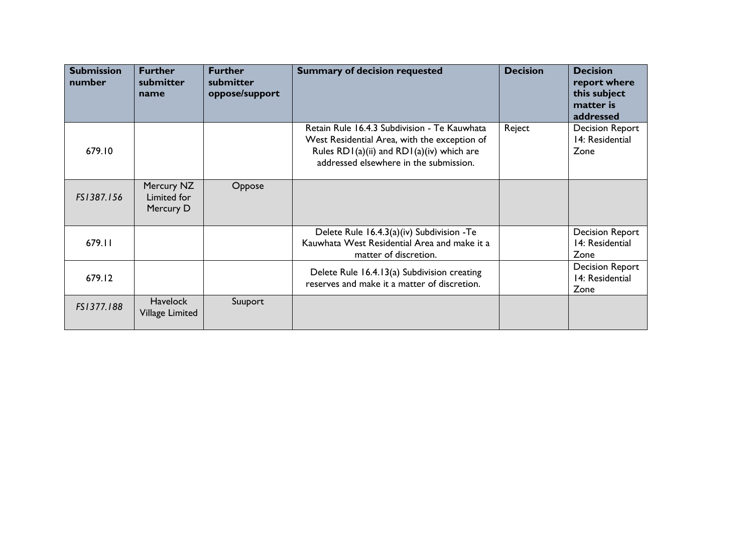| Submission number | Further submitter name | Further submitter oppose/support | Summary of decision requested | Decision | Decision report where this subject matter is addressed |
|---|---|---|---|---|---|
| 679.10 | | | Retain Rule 16.4.3 Subdivision - Te Kauwhata West Residential Area, with the exception of Rules RD1(a)(ii) and RD1(a)(iv) which are addressed elsewhere in the submission. | Reject | Decision Report 14: Residential Zone |
| *FS1387.156* | Mercury NZ Limited for Mercury D | Oppose | | | |
| 679.11 | | | Delete Rule 16.4.3(a)(iv) Subdivision -Te Kauwhata West Residential Area and make it a matter of discretion. | | Decision Report 14: Residential Zone |
| 679.12 | | | Delete Rule 16.4.13(a) Subdivision creating reserves and make it a matter of discretion. | | Decision Report 14: Residential Zone |
| *FS1377.188* | Havelock Village Limited | Suuport | | | |